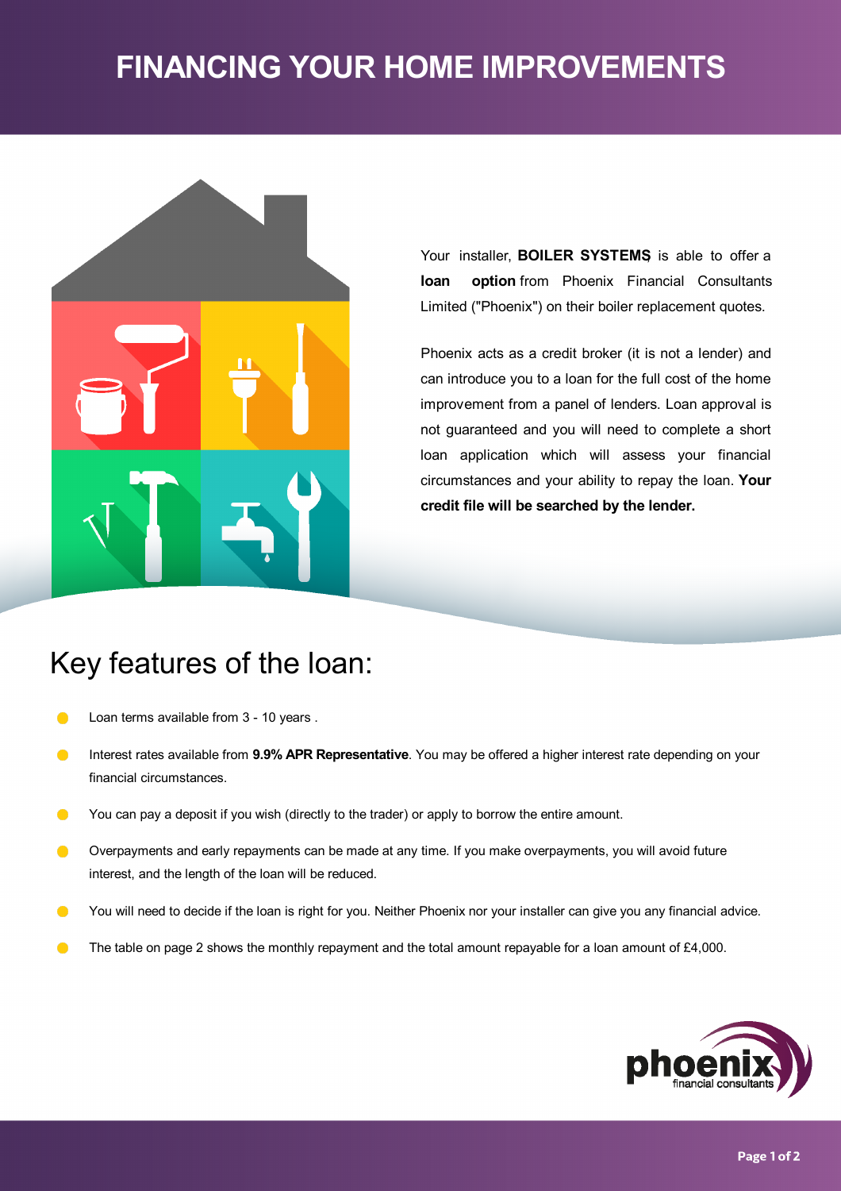# FINANCING YOUR HOME IMPROVEMENTS

Your installer, **BOILER SYSTEMS** is able to offer a **loan option** from Phoenix Financial Consultants Limited ("Phoenix") on their boiler replacement quotes.

Phoenix acts as a credit broker (it is not a lender) and can introduce you to a loan for the full cost of the home improvement from a panel of lenders. Loan approval is not guaranteed and you will need to complete a short loan application which will assess your financial circumstances and your ability to repay the loan. **Your credit file will be searched by the lender.**

## Key features of the loan:

- Loan terms available from 3 - 10 years .
- Interest rates available from **9.9% APR Representative**. You may be offered a higher interest rate depending on your financial circumstances.
- You can pay a deposit if you wish (directly to the trader) or apply to borrow the entire amount.
- Overpayments and early repayments can be made at any time. If you make overpayments, you will avoid future interest, and the length of the loan will be reduced.
- You will need to decide if the loan is right for you. Neither Phoenix nor your installer can give you any financial advice.
- The table on page 2 shows the monthly repayment and the total amount repayable for a loan amount of £4,000.

phoenix financial consultants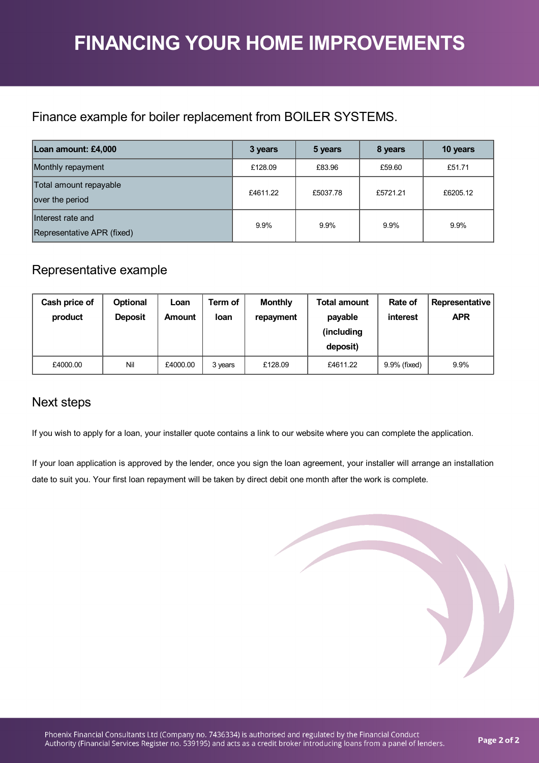# FINANCING YOUR HOME IMPROVEMENTS

## Finance example for boiler replacement from BOILER SYSTEMS.

| Loan amount: £4,000 | 3 years | 5 years | 8 years | 10 years |
|---|---|---|---|---|
| Monthly repayment | £128.09 | £83.96 | £59.60 | £51.71 |
| Total amount repayable over the period | £4611.22 | £5037.78 | £5721.21 | £6205.12 |
| Interest rate and Representative APR (fixed) | 9.9% | 9.9% | 9.9% | 9.9% |

## Representative example

| Cash price of product | Optional Deposit | Loan Amount | Term of loan | Monthly repayment | Total amount payable (including deposit) | Rate of interest | Representative APR |
|---|---|---|---|---|---|---|---|
| £4000.00 | Nil | £4000.00 | 3 years | £128.09 | £4611.22 | 9.9% (fixed) | 9.9% |

## Next steps

If you wish to apply for a loan, your installer quote contains a link to our website where you can complete the application.

If your loan application is approved by the lender, once you sign the loan agreement, your installer will arrange an installation date to suit you. Your first loan repayment will be taken by direct debit one month after the work is complete.

Phoenix Financial Consultants Ltd (Company no. 7436334) is authorised and regulated by the Financial Conduct Authority (Financial Services Register no. 539195) and acts as a credit broker introducing loans from a panel of lenders.